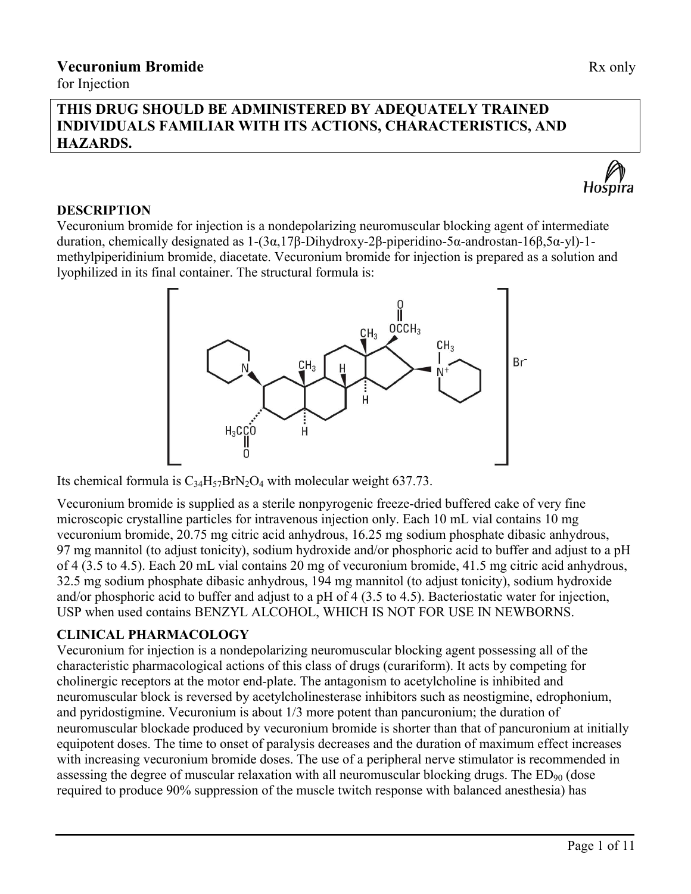# Vecuronium Bromide

for Injection

Rx only

**THIS DRUG SHOULD BE ADMINISTERED BY ADEQUATELY TRAINED INDIVIDUALS FAMILIAR WITH ITS ACTIONS, CHARACTERISTICS, AND HAZARDS.**

## DESCRIPTION

Vecuronium bromide for injection is a nondepolarizing neuromuscular blocking agent of intermediate duration, chemically designated as 1-(3α,17β-Dihydroxy-2β-piperidino-5α-androstan-16β,5α-yl)-1-methylpiperidinium bromide, diacetate. Vecuronium bromide for injection is prepared as a solution and lyophilized in its final container. The structural formula is:

Its chemical formula is $C_{34}H_{57}BrN_2O_4$ with molecular weight 637.73.

Vecuronium bromide is supplied as a sterile nonpyrogenic freeze-dried buffered cake of very fine microscopic crystalline particles for intravenous injection only. Each 10 mL vial contains 10 mg vecuronium bromide, 20.75 mg citric acid anhydrous, 16.25 mg sodium phosphate dibasic anhydrous, 97 mg mannitol (to adjust tonicity), sodium hydroxide and/or phosphoric acid to buffer and adjust to a pH of 4 (3.5 to 4.5). Each 20 mL vial contains 20 mg of vecuronium bromide, 41.5 mg citric acid anhydrous, 32.5 mg sodium phosphate dibasic anhydrous, 194 mg mannitol (to adjust tonicity), sodium hydroxide and/or phosphoric acid to buffer and adjust to a pH of 4 (3.5 to 4.5). Bacteriostatic water for injection, USP when used contains BENZYL ALCOHOL, WHICH IS NOT FOR USE IN NEWBORNS.

## CLINICAL PHARMACOLOGY

Vecuronium for injection is a nondepolarizing neuromuscular blocking agent possessing all of the characteristic pharmacological actions of this class of drugs (curariform). It acts by competing for cholinergic receptors at the motor end-plate. The antagonism to acetylcholine is inhibited and neuromuscular block is reversed by acetylcholinesterase inhibitors such as neostigmine, edrophonium, and pyridostigmine. Vecuronium is about 1/3 more potent than pancuronium; the duration of neuromuscular blockade produced by vecuronium bromide is shorter than that of pancuronium at initially equipotent doses. The time to onset of paralysis decreases and the duration of maximum effect increases with increasing vecuronium bromide doses. The use of a peripheral nerve stimulator is recommended in assessing the degree of muscular relaxation with all neuromuscular blocking drugs. The $ED_{90}$ (dose required to produce 90% suppression of the muscle twitch response with balanced anesthesia) has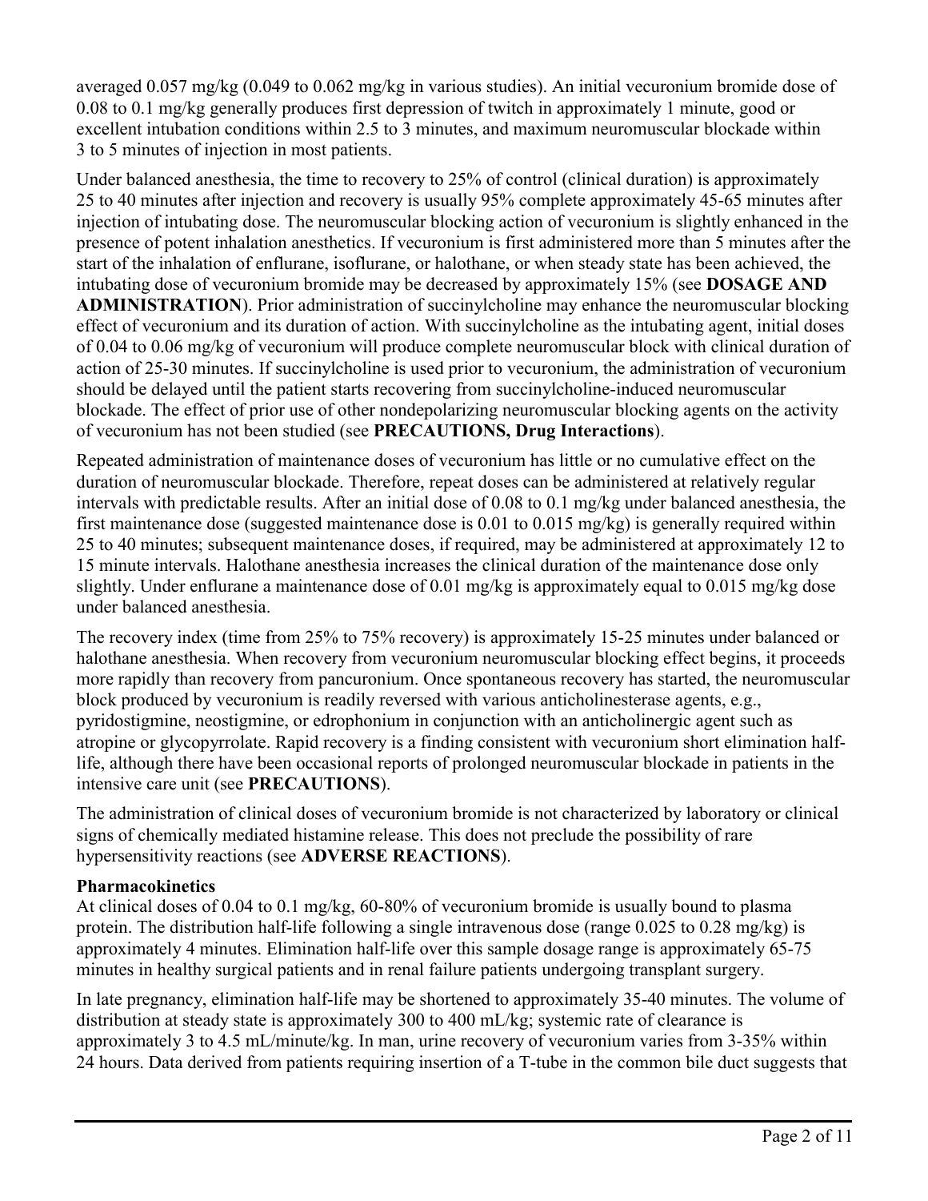averaged 0.057 mg/kg (0.049 to 0.062 mg/kg in various studies). An initial vecuronium bromide dose of 0.08 to 0.1 mg/kg generally produces first depression of twitch in approximately 1 minute, good or excellent intubation conditions within 2.5 to 3 minutes, and maximum neuromuscular blockade within 3 to 5 minutes of injection in most patients.

Under balanced anesthesia, the time to recovery to 25% of control (clinical duration) is approximately 25 to 40 minutes after injection and recovery is usually 95% complete approximately 45-65 minutes after injection of intubating dose. The neuromuscular blocking action of vecuronium is slightly enhanced in the presence of potent inhalation anesthetics. If vecuronium is first administered more than 5 minutes after the start of the inhalation of enflurane, isoflurane, or halothane, or when steady state has been achieved, the intubating dose of vecuronium bromide may be decreased by approximately 15% (see **DOSAGE AND ADMINISTRATION**). Prior administration of succinylcholine may enhance the neuromuscular blocking effect of vecuronium and its duration of action. With succinylcholine as the intubating agent, initial doses of 0.04 to 0.06 mg/kg of vecuronium will produce complete neuromuscular block with clinical duration of action of 25-30 minutes. If succinylcholine is used prior to vecuronium, the administration of vecuronium should be delayed until the patient starts recovering from succinylcholine-induced neuromuscular blockade. The effect of prior use of other nondepolarizing neuromuscular blocking agents on the activity of vecuronium has not been studied (see **PRECAUTIONS, Drug Interactions**).

Repeated administration of maintenance doses of vecuronium has little or no cumulative effect on the duration of neuromuscular blockade. Therefore, repeat doses can be administered at relatively regular intervals with predictable results. After an initial dose of 0.08 to 0.1 mg/kg under balanced anesthesia, the first maintenance dose (suggested maintenance dose is 0.01 to 0.015 mg/kg) is generally required within 25 to 40 minutes; subsequent maintenance doses, if required, may be administered at approximately 12 to 15 minute intervals. Halothane anesthesia increases the clinical duration of the maintenance dose only slightly. Under enflurane a maintenance dose of 0.01 mg/kg is approximately equal to 0.015 mg/kg dose under balanced anesthesia.

The recovery index (time from 25% to 75% recovery) is approximately 15-25 minutes under balanced or halothane anesthesia. When recovery from vecuronium neuromuscular blocking effect begins, it proceeds more rapidly than recovery from pancuronium. Once spontaneous recovery has started, the neuromuscular block produced by vecuronium is readily reversed with various anticholinesterase agents, e.g., pyridostigmine, neostigmine, or edrophonium in conjunction with an anticholinergic agent such as atropine or glycopyrrolate. Rapid recovery is a finding consistent with vecuronium short elimination half-life, although there have been occasional reports of prolonged neuromuscular blockade in patients in the intensive care unit (see **PRECAUTIONS**).

The administration of clinical doses of vecuronium bromide is not characterized by laboratory or clinical signs of chemically mediated histamine release. This does not preclude the possibility of rare hypersensitivity reactions (see **ADVERSE REACTIONS**).

**Pharmacokinetics**

At clinical doses of 0.04 to 0.1 mg/kg, 60-80% of vecuronium bromide is usually bound to plasma protein. The distribution half-life following a single intravenous dose (range 0.025 to 0.28 mg/kg) is approximately 4 minutes. Elimination half-life over this sample dosage range is approximately 65-75 minutes in healthy surgical patients and in renal failure patients undergoing transplant surgery.

In late pregnancy, elimination half-life may be shortened to approximately 35-40 minutes. The volume of distribution at steady state is approximately 300 to 400 mL/kg; systemic rate of clearance is approximately 3 to 4.5 mL/minute/kg. In man, urine recovery of vecuronium varies from 3-35% within 24 hours. Data derived from patients requiring insertion of a T-tube in the common bile duct suggests that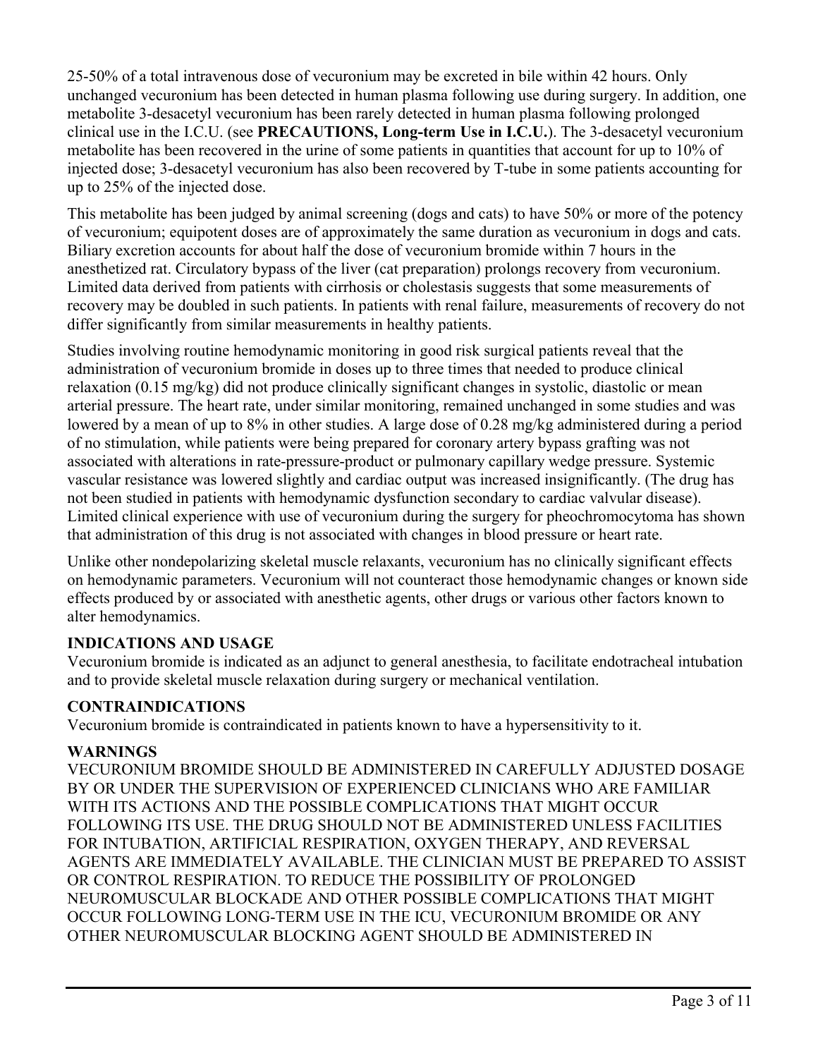25-50% of a total intravenous dose of vecuronium may be excreted in bile within 42 hours. Only unchanged vecuronium has been detected in human plasma following use during surgery. In addition, one metabolite 3-desacetyl vecuronium has been rarely detected in human plasma following prolonged clinical use in the I.C.U. (see **PRECAUTIONS, Long-term Use in I.C.U.**). The 3-desacetyl vecuronium metabolite has been recovered in the urine of some patients in quantities that account for up to 10% of injected dose; 3-desacetyl vecuronium has also been recovered by T-tube in some patients accounting for up to 25% of the injected dose.

This metabolite has been judged by animal screening (dogs and cats) to have 50% or more of the potency of vecuronium; equipotent doses are of approximately the same duration as vecuronium in dogs and cats. Biliary excretion accounts for about half the dose of vecuronium bromide within 7 hours in the anesthetized rat. Circulatory bypass of the liver (cat preparation) prolongs recovery from vecuronium. Limited data derived from patients with cirrhosis or cholestasis suggests that some measurements of recovery may be doubled in such patients. In patients with renal failure, measurements of recovery do not differ significantly from similar measurements in healthy patients.

Studies involving routine hemodynamic monitoring in good risk surgical patients reveal that the administration of vecuronium bromide in doses up to three times that needed to produce clinical relaxation (0.15 mg/kg) did not produce clinically significant changes in systolic, diastolic or mean arterial pressure. The heart rate, under similar monitoring, remained unchanged in some studies and was lowered by a mean of up to 8% in other studies. A large dose of 0.28 mg/kg administered during a period of no stimulation, while patients were being prepared for coronary artery bypass grafting was not associated with alterations in rate-pressure-product or pulmonary capillary wedge pressure. Systemic vascular resistance was lowered slightly and cardiac output was increased insignificantly. (The drug has not been studied in patients with hemodynamic dysfunction secondary to cardiac valvular disease). Limited clinical experience with use of vecuronium during the surgery for pheochromocytoma has shown that administration of this drug is not associated with changes in blood pressure or heart rate.

Unlike other nondepolarizing skeletal muscle relaxants, vecuronium has no clinically significant effects on hemodynamic parameters. Vecuronium will not counteract those hemodynamic changes or known side effects produced by or associated with anesthetic agents, other drugs or various other factors known to alter hemodynamics.

## INDICATIONS AND USAGE

Vecuronium bromide is indicated as an adjunct to general anesthesia, to facilitate endotracheal intubation and to provide skeletal muscle relaxation during surgery or mechanical ventilation.

## CONTRAINDICATIONS

Vecuronium bromide is contraindicated in patients known to have a hypersensitivity to it.

## WARNINGS

VECURONIUM BROMIDE SHOULD BE ADMINISTERED IN CAREFULLY ADJUSTED DOSAGE BY OR UNDER THE SUPERVISION OF EXPERIENCED CLINICIANS WHO ARE FAMILIAR WITH ITS ACTIONS AND THE POSSIBLE COMPLICATIONS THAT MIGHT OCCUR FOLLOWING ITS USE. THE DRUG SHOULD NOT BE ADMINISTERED UNLESS FACILITIES FOR INTUBATION, ARTIFICIAL RESPIRATION, OXYGEN THERAPY, AND REVERSAL AGENTS ARE IMMEDIATELY AVAILABLE. THE CLINICIAN MUST BE PREPARED TO ASSIST OR CONTROL RESPIRATION. TO REDUCE THE POSSIBILITY OF PROLONGED NEUROMUSCULAR BLOCKADE AND OTHER POSSIBLE COMPLICATIONS THAT MIGHT OCCUR FOLLOWING LONG-TERM USE IN THE ICU, VECURONIUM BROMIDE OR ANY OTHER NEUROMUSCULAR BLOCKING AGENT SHOULD BE ADMINISTERED IN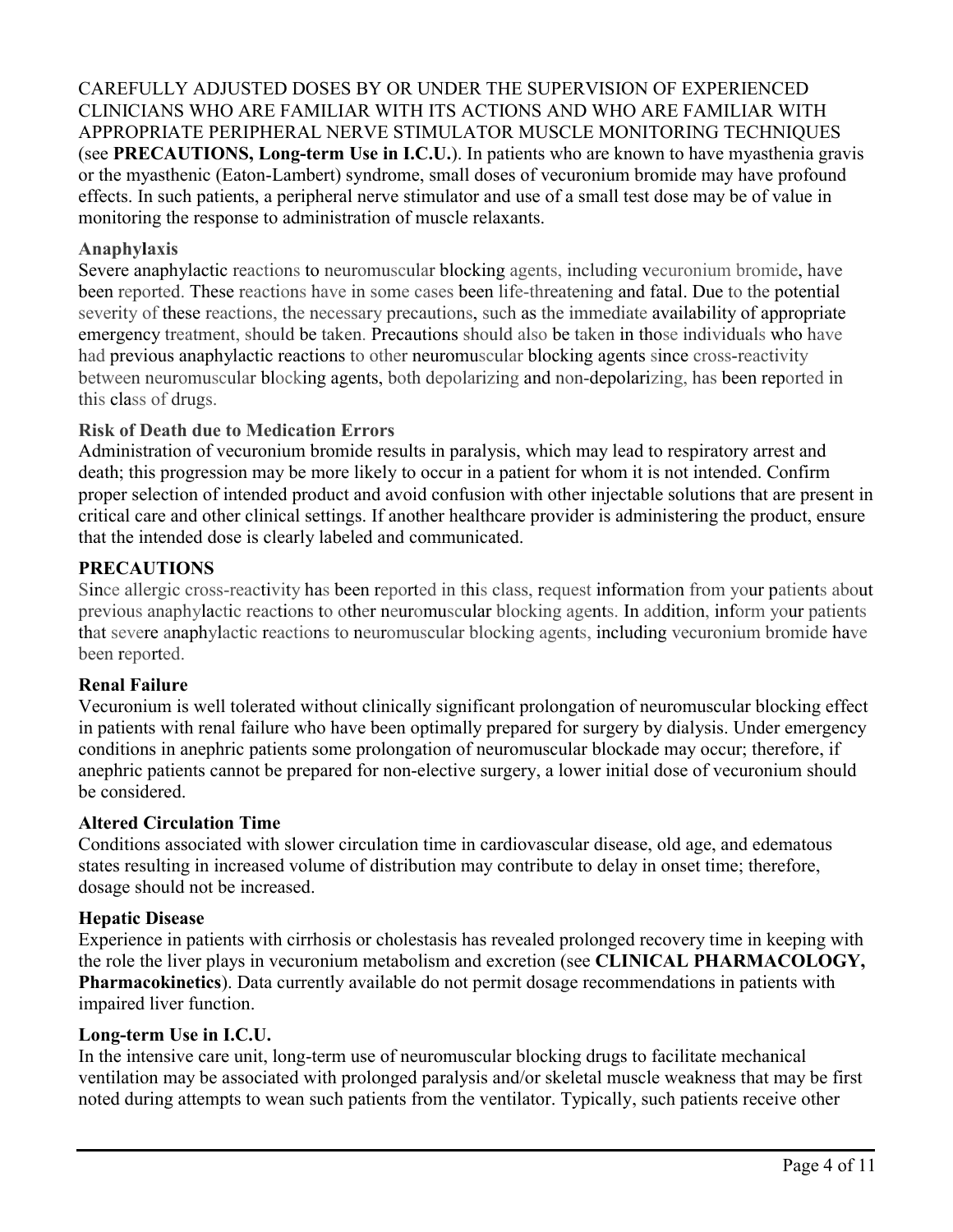CAREFULLY ADJUSTED DOSES BY OR UNDER THE SUPERVISION OF EXPERIENCED CLINICIANS WHO ARE FAMILIAR WITH ITS ACTIONS AND WHO ARE FAMILIAR WITH APPROPRIATE PERIPHERAL NERVE STIMULATOR MUSCLE MONITORING TECHNIQUES (see **PRECAUTIONS, Long-term Use in I.C.U.**). In patients who are known to have myasthenia gravis or the myasthenic (Eaton-Lambert) syndrome, small doses of vecuronium bromide may have profound effects. In such patients, a peripheral nerve stimulator and use of a small test dose may be of value in monitoring the response to administration of muscle relaxants.

**Anaphylaxis**

Severe anaphylactic reactions to neuromuscular blocking agents, including vecuronium bromide, have been reported. These reactions have in some cases been life-threatening and fatal. Due to the potential severity of these reactions, the necessary precautions, such as the immediate availability of appropriate emergency treatment, should be taken. Precautions should also be taken in those individuals who have had previous anaphylactic reactions to other neuromuscular blocking agents since cross-reactivity between neuromuscular blocking agents, both depolarizing and non-depolarizing, has been reported in this class of drugs.

**Risk of Death due to Medication Errors**

Administration of vecuronium bromide results in paralysis, which may lead to respiratory arrest and death; this progression may be more likely to occur in a patient for whom it is not intended. Confirm proper selection of intended product and avoid confusion with other injectable solutions that are present in critical care and other clinical settings. If another healthcare provider is administering the product, ensure that the intended dose is clearly labeled and communicated.

## PRECAUTIONS

Since allergic cross-reactivity has been reported in this class, request information from your patients about previous anaphylactic reactions to other neuromuscular blocking agents. In addition, inform your patients that severe anaphylactic reactions to neuromuscular blocking agents, including vecuronium bromide have been reported.

**Renal Failure**

Vecuronium is well tolerated without clinically significant prolongation of neuromuscular blocking effect in patients with renal failure who have been optimally prepared for surgery by dialysis. Under emergency conditions in anephric patients some prolongation of neuromuscular blockade may occur; therefore, if anephric patients cannot be prepared for non-elective surgery, a lower initial dose of vecuronium should be considered.

**Altered Circulation Time**

Conditions associated with slower circulation time in cardiovascular disease, old age, and edematous states resulting in increased volume of distribution may contribute to delay in onset time; therefore, dosage should not be increased.

**Hepatic Disease**

Experience in patients with cirrhosis or cholestasis has revealed prolonged recovery time in keeping with the role the liver plays in vecuronium metabolism and excretion (see **CLINICAL PHARMACOLOGY, Pharmacokinetics**). Data currently available do not permit dosage recommendations in patients with impaired liver function.

**Long-term Use in I.C.U.**

In the intensive care unit, long-term use of neuromuscular blocking drugs to facilitate mechanical ventilation may be associated with prolonged paralysis and/or skeletal muscle weakness that may be first noted during attempts to wean such patients from the ventilator. Typically, such patients receive other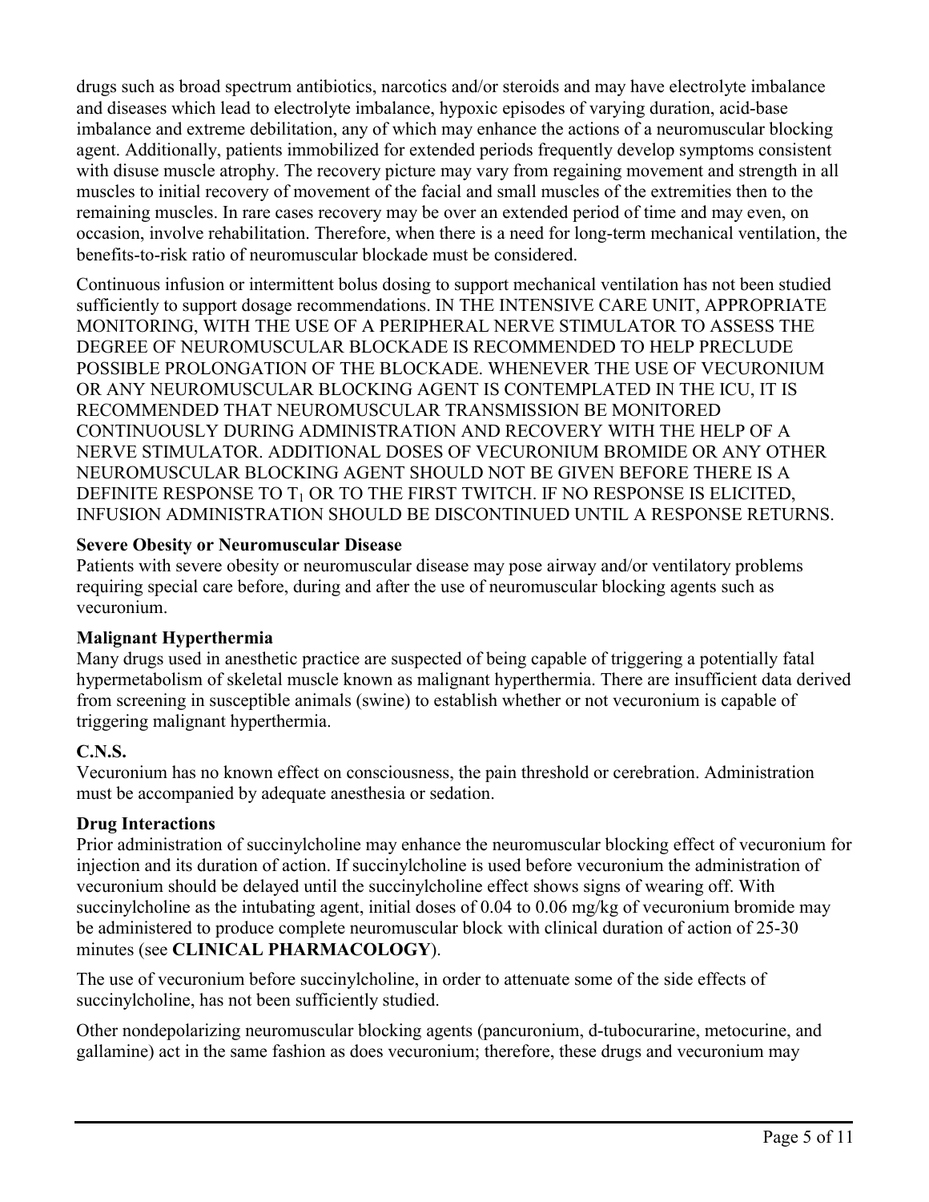drugs such as broad spectrum antibiotics, narcotics and/or steroids and may have electrolyte imbalance and diseases which lead to electrolyte imbalance, hypoxic episodes of varying duration, acid-base imbalance and extreme debilitation, any of which may enhance the actions of a neuromuscular blocking agent. Additionally, patients immobilized for extended periods frequently develop symptoms consistent with disuse muscle atrophy. The recovery picture may vary from regaining movement and strength in all muscles to initial recovery of movement of the facial and small muscles of the extremities then to the remaining muscles. In rare cases recovery may be over an extended period of time and may even, on occasion, involve rehabilitation. Therefore, when there is a need for long-term mechanical ventilation, the benefits-to-risk ratio of neuromuscular blockade must be considered.

Continuous infusion or intermittent bolus dosing to support mechanical ventilation has not been studied sufficiently to support dosage recommendations. IN THE INTENSIVE CARE UNIT, APPROPRIATE MONITORING, WITH THE USE OF A PERIPHERAL NERVE STIMULATOR TO ASSESS THE DEGREE OF NEUROMUSCULAR BLOCKADE IS RECOMMENDED TO HELP PRECLUDE POSSIBLE PROLONGATION OF THE BLOCKADE. WHENEVER THE USE OF VECURONIUM OR ANY NEUROMUSCULAR BLOCKING AGENT IS CONTEMPLATED IN THE ICU, IT IS RECOMMENDED THAT NEUROMUSCULAR TRANSMISSION BE MONITORED CONTINUOUSLY DURING ADMINISTRATION AND RECOVERY WITH THE HELP OF A NERVE STIMULATOR. ADDITIONAL DOSES OF VECURONIUM BROMIDE OR ANY OTHER NEUROMUSCULAR BLOCKING AGENT SHOULD NOT BE GIVEN BEFORE THERE IS A DEFINITE RESPONSE TO $T_1$ OR TO THE FIRST TWITCH. IF NO RESPONSE IS ELICITED, INFUSION ADMINISTRATION SHOULD BE DISCONTINUED UNTIL A RESPONSE RETURNS.

**Severe Obesity or Neuromuscular Disease**

Patients with severe obesity or neuromuscular disease may pose airway and/or ventilatory problems requiring special care before, during and after the use of neuromuscular blocking agents such as vecuronium.

**Malignant Hyperthermia**

Many drugs used in anesthetic practice are suspected of being capable of triggering a potentially fatal hypermetabolism of skeletal muscle known as malignant hyperthermia. There are insufficient data derived from screening in susceptible animals (swine) to establish whether or not vecuronium is capable of triggering malignant hyperthermia.

**C.N.S.**

Vecuronium has no known effect on consciousness, the pain threshold or cerebration. Administration must be accompanied by adequate anesthesia or sedation.

**Drug Interactions**

Prior administration of succinylcholine may enhance the neuromuscular blocking effect of vecuronium for injection and its duration of action. If succinylcholine is used before vecuronium the administration of vecuronium should be delayed until the succinylcholine effect shows signs of wearing off. With succinylcholine as the intubating agent, initial doses of 0.04 to 0.06 mg/kg of vecuronium bromide may be administered to produce complete neuromuscular block with clinical duration of action of 25-30 minutes (see **CLINICAL PHARMACOLOGY**).

The use of vecuronium before succinylcholine, in order to attenuate some of the side effects of succinylcholine, has not been sufficiently studied.

Other nondepolarizing neuromuscular blocking agents (pancuronium, d-tubocurarine, metocurine, and gallamine) act in the same fashion as does vecuronium; therefore, these drugs and vecuronium may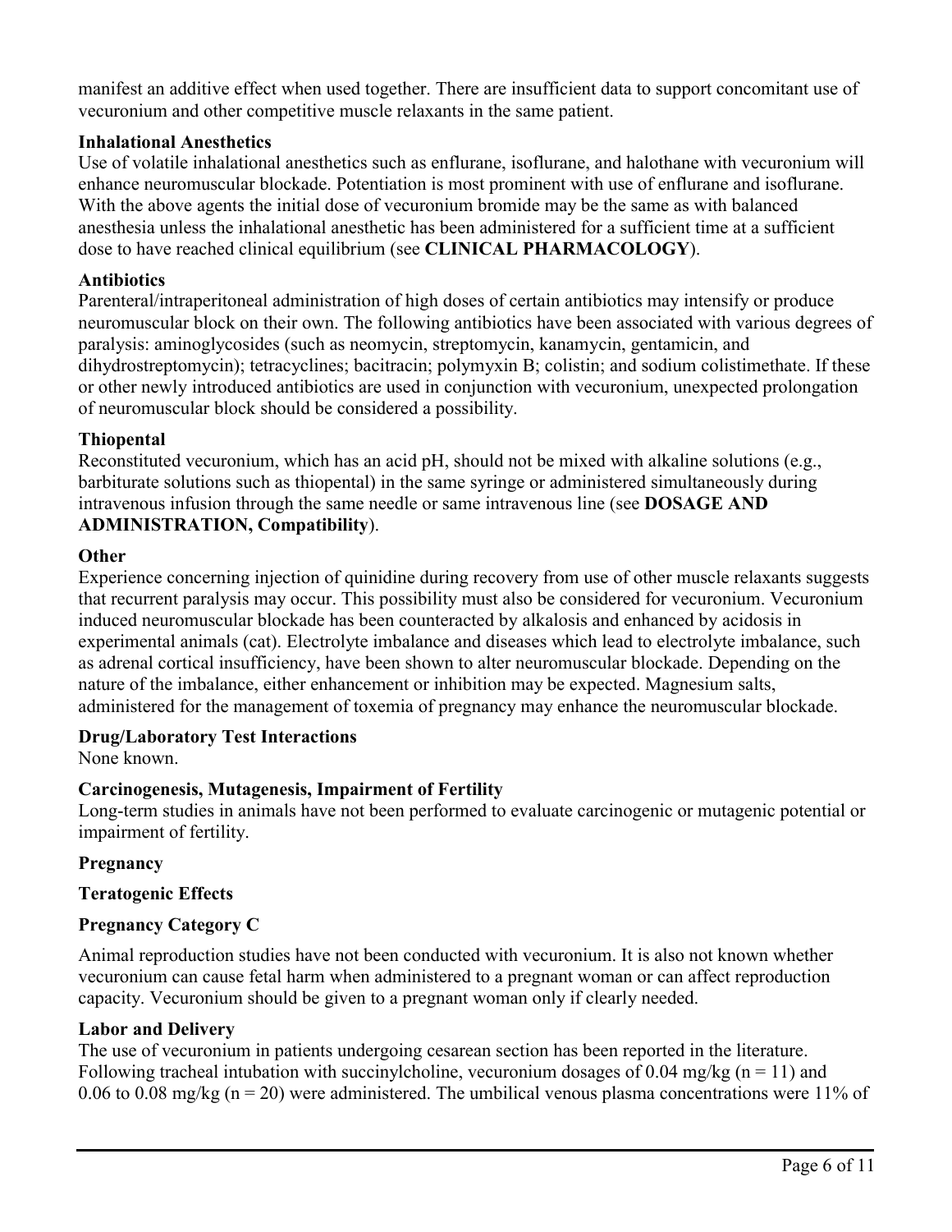manifest an additive effect when used together. There are insufficient data to support concomitant use of vecuronium and other competitive muscle relaxants in the same patient.

**Inhalational Anesthetics**

Use of volatile inhalational anesthetics such as enflurane, isoflurane, and halothane with vecuronium will enhance neuromuscular blockade. Potentiation is most prominent with use of enflurane and isoflurane. With the above agents the initial dose of vecuronium bromide may be the same as with balanced anesthesia unless the inhalational anesthetic has been administered for a sufficient time at a sufficient dose to have reached clinical equilibrium (see **CLINICAL PHARMACOLOGY**).

**Antibiotics**

Parenteral/intraperitoneal administration of high doses of certain antibiotics may intensify or produce neuromuscular block on their own. The following antibiotics have been associated with various degrees of paralysis: aminoglycosides (such as neomycin, streptomycin, kanamycin, gentamicin, and dihydrostreptomycin); tetracyclines; bacitracin; polymyxin B; colistin; and sodium colistimethate. If these or other newly introduced antibiotics are used in conjunction with vecuronium, unexpected prolongation of neuromuscular block should be considered a possibility.

**Thiopental**

Reconstituted vecuronium, which has an acid pH, should not be mixed with alkaline solutions (e.g., barbiturate solutions such as thiopental) in the same syringe or administered simultaneously during intravenous infusion through the same needle or same intravenous line (see **DOSAGE AND ADMINISTRATION, Compatibility**).

**Other**

Experience concerning injection of quinidine during recovery from use of other muscle relaxants suggests that recurrent paralysis may occur. This possibility must also be considered for vecuronium. Vecuronium induced neuromuscular blockade has been counteracted by alkalosis and enhanced by acidosis in experimental animals (cat). Electrolyte imbalance and diseases which lead to electrolyte imbalance, such as adrenal cortical insufficiency, have been shown to alter neuromuscular blockade. Depending on the nature of the imbalance, either enhancement or inhibition may be expected. Magnesium salts, administered for the management of toxemia of pregnancy may enhance the neuromuscular blockade.

**Drug/Laboratory Test Interactions**

None known.

**Carcinogenesis, Mutagenesis, Impairment of Fertility**

Long-term studies in animals have not been performed to evaluate carcinogenic or mutagenic potential or impairment of fertility.

**Pregnancy**

**Teratogenic Effects**

**Pregnancy Category C**

Animal reproduction studies have not been conducted with vecuronium. It is also not known whether vecuronium can cause fetal harm when administered to a pregnant woman or can affect reproduction capacity. Vecuronium should be given to a pregnant woman only if clearly needed.

**Labor and Delivery**

The use of vecuronium in patients undergoing cesarean section has been reported in the literature. Following tracheal intubation with succinylcholine, vecuronium dosages of 0.04 mg/kg ($n = 11$) and 0.06 to 0.08 mg/kg ($n = 20$) were administered. The umbilical venous plasma concentrations were 11% of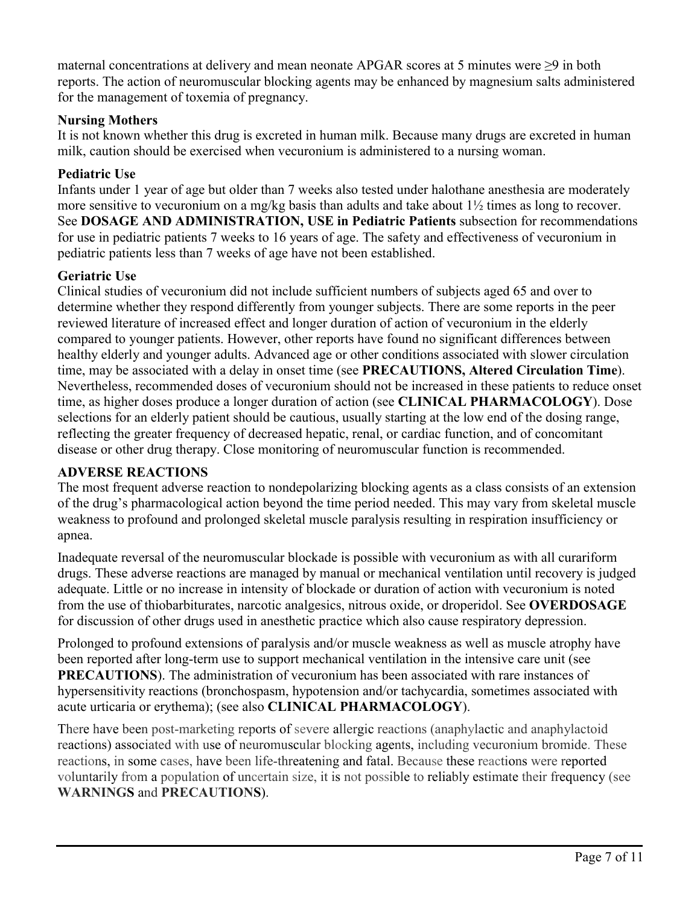maternal concentrations at delivery and mean neonate APGAR scores at 5 minutes were ≥9 in both reports. The action of neuromuscular blocking agents may be enhanced by magnesium salts administered for the management of toxemia of pregnancy.

**Nursing Mothers**

It is not known whether this drug is excreted in human milk. Because many drugs are excreted in human milk, caution should be exercised when vecuronium is administered to a nursing woman.

**Pediatric Use**

Infants under 1 year of age but older than 7 weeks also tested under halothane anesthesia are moderately more sensitive to vecuronium on a mg/kg basis than adults and take about 1½ times as long to recover. See **DOSAGE AND ADMINISTRATION, USE in Pediatric Patients** subsection for recommendations for use in pediatric patients 7 weeks to 16 years of age. The safety and effectiveness of vecuronium in pediatric patients less than 7 weeks of age have not been established.

**Geriatric Use**

Clinical studies of vecuronium did not include sufficient numbers of subjects aged 65 and over to determine whether they respond differently from younger subjects. There are some reports in the peer reviewed literature of increased effect and longer duration of action of vecuronium in the elderly compared to younger patients. However, other reports have found no significant differences between healthy elderly and younger adults. Advanced age or other conditions associated with slower circulation time, may be associated with a delay in onset time (see **PRECAUTIONS, Altered Circulation Time**). Nevertheless, recommended doses of vecuronium should not be increased in these patients to reduce onset time, as higher doses produce a longer duration of action (see **CLINICAL PHARMACOLOGY**). Dose selections for an elderly patient should be cautious, usually starting at the low end of the dosing range, reflecting the greater frequency of decreased hepatic, renal, or cardiac function, and of concomitant disease or other drug therapy. Close monitoring of neuromuscular function is recommended.

**ADVERSE REACTIONS**

The most frequent adverse reaction to nondepolarizing blocking agents as a class consists of an extension of the drug's pharmacological action beyond the time period needed. This may vary from skeletal muscle weakness to profound and prolonged skeletal muscle paralysis resulting in respiration insufficiency or apnea.

Inadequate reversal of the neuromuscular blockade is possible with vecuronium as with all curariform drugs. These adverse reactions are managed by manual or mechanical ventilation until recovery is judged adequate. Little or no increase in intensity of blockade or duration of action with vecuronium is noted from the use of thiobarbiturates, narcotic analgesics, nitrous oxide, or droperidol. See **OVERDOSAGE** for discussion of other drugs used in anesthetic practice which also cause respiratory depression.

Prolonged to profound extensions of paralysis and/or muscle weakness as well as muscle atrophy have been reported after long-term use to support mechanical ventilation in the intensive care unit (see **PRECAUTIONS**). The administration of vecuronium has been associated with rare instances of hypersensitivity reactions (bronchospasm, hypotension and/or tachycardia, sometimes associated with acute urticaria or erythema); (see also **CLINICAL PHARMACOLOGY**).

There have been post-marketing reports of severe allergic reactions (anaphylactic and anaphylactoid reactions) associated with use of neuromuscular blocking agents, including vecuronium bromide. These reactions, in some cases, have been life-threatening and fatal. Because these reactions were reported voluntarily from a population of uncertain size, it is not possible to reliably estimate their frequency (see **WARNINGS** and **PRECAUTIONS**).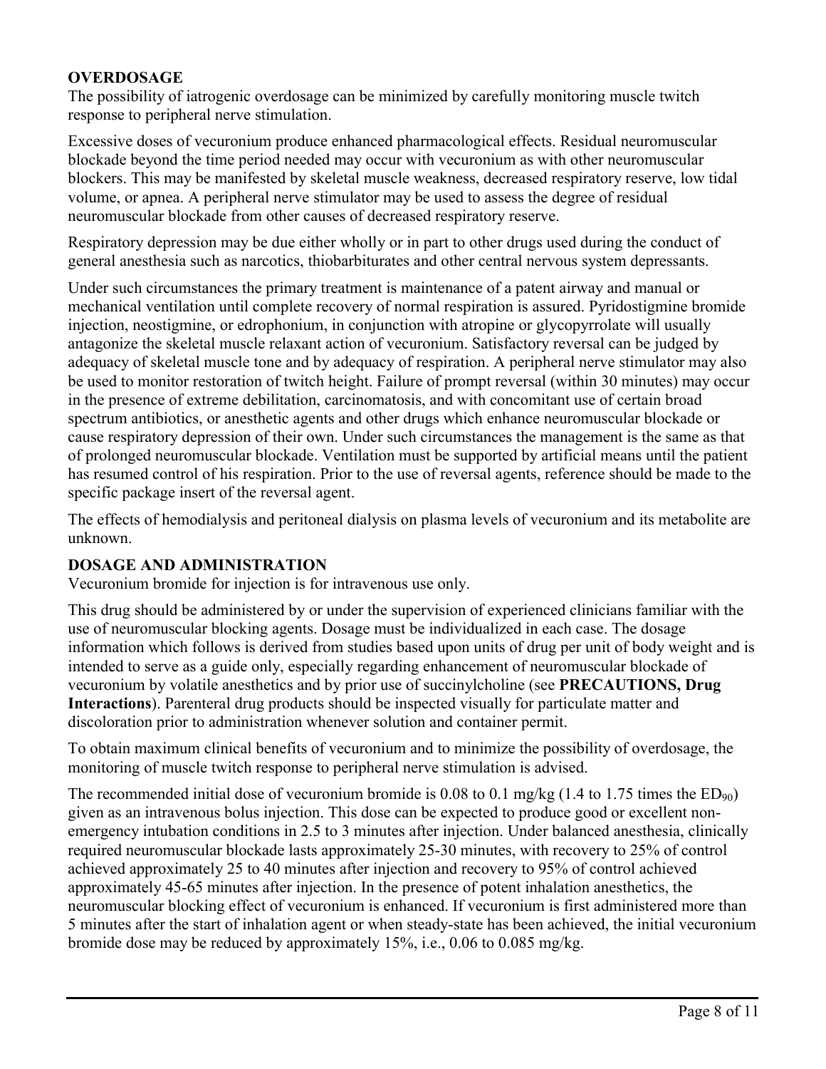## OVERDOSAGE

The possibility of iatrogenic overdosage can be minimized by carefully monitoring muscle twitch response to peripheral nerve stimulation.

Excessive doses of vecuronium produce enhanced pharmacological effects. Residual neuromuscular blockade beyond the time period needed may occur with vecuronium as with other neuromuscular blockers. This may be manifested by skeletal muscle weakness, decreased respiratory reserve, low tidal volume, or apnea. A peripheral nerve stimulator may be used to assess the degree of residual neuromuscular blockade from other causes of decreased respiratory reserve.

Respiratory depression may be due either wholly or in part to other drugs used during the conduct of general anesthesia such as narcotics, thiobarbiturates and other central nervous system depressants.

Under such circumstances the primary treatment is maintenance of a patent airway and manual or mechanical ventilation until complete recovery of normal respiration is assured. Pyridostigmine bromide injection, neostigmine, or edrophonium, in conjunction with atropine or glycopyrrolate will usually antagonize the skeletal muscle relaxant action of vecuronium. Satisfactory reversal can be judged by adequacy of skeletal muscle tone and by adequacy of respiration. A peripheral nerve stimulator may also be used to monitor restoration of twitch height. Failure of prompt reversal (within 30 minutes) may occur in the presence of extreme debilitation, carcinomatosis, and with concomitant use of certain broad spectrum antibiotics, or anesthetic agents and other drugs which enhance neuromuscular blockade or cause respiratory depression of their own. Under such circumstances the management is the same as that of prolonged neuromuscular blockade. Ventilation must be supported by artificial means until the patient has resumed control of his respiration. Prior to the use of reversal agents, reference should be made to the specific package insert of the reversal agent.

The effects of hemodialysis and peritoneal dialysis on plasma levels of vecuronium and its metabolite are unknown.

## DOSAGE AND ADMINISTRATION

Vecuronium bromide for injection is for intravenous use only.

This drug should be administered by or under the supervision of experienced clinicians familiar with the use of neuromuscular blocking agents. Dosage must be individualized in each case. The dosage information which follows is derived from studies based upon units of drug per unit of body weight and is intended to serve as a guide only, especially regarding enhancement of neuromuscular blockade of vecuronium by volatile anesthetics and by prior use of succinylcholine (see **PRECAUTIONS, Drug Interactions**). Parenteral drug products should be inspected visually for particulate matter and discoloration prior to administration whenever solution and container permit.

To obtain maximum clinical benefits of vecuronium and to minimize the possibility of overdosage, the monitoring of muscle twitch response to peripheral nerve stimulation is advised.

The recommended initial dose of vecuronium bromide is 0.08 to 0.1 mg/kg (1.4 to 1.75 times the $ED_{90}$) given as an intravenous bolus injection. This dose can be expected to produce good or excellent non-emergency intubation conditions in 2.5 to 3 minutes after injection. Under balanced anesthesia, clinically required neuromuscular blockade lasts approximately 25-30 minutes, with recovery to 25% of control achieved approximately 25 to 40 minutes after injection and recovery to 95% of control achieved approximately 45-65 minutes after injection. In the presence of potent inhalation anesthetics, the neuromuscular blocking effect of vecuronium is enhanced. If vecuronium is first administered more than 5 minutes after the start of inhalation agent or when steady-state has been achieved, the initial vecuronium bromide dose may be reduced by approximately 15%, i.e., 0.06 to 0.085 mg/kg.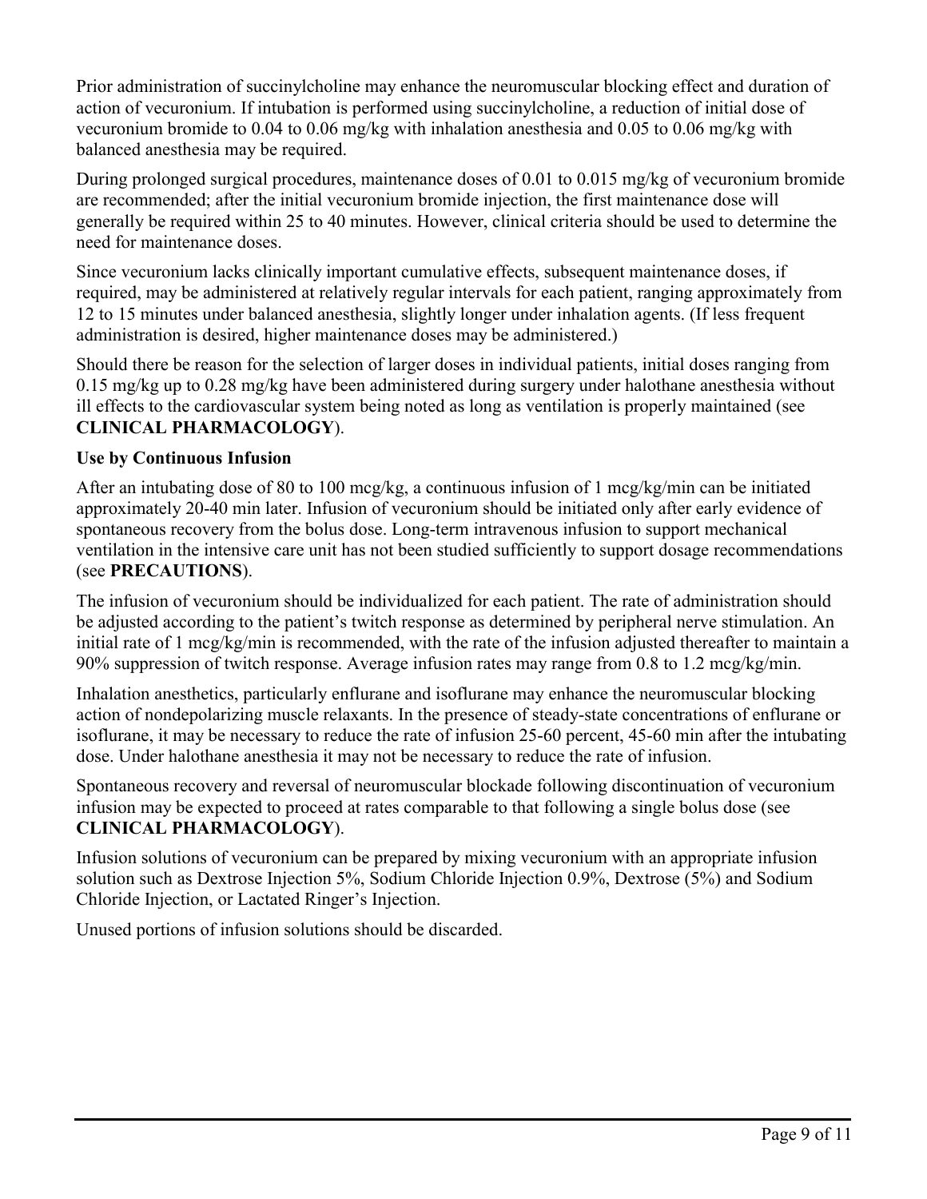Prior administration of succinylcholine may enhance the neuromuscular blocking effect and duration of action of vecuronium. If intubation is performed using succinylcholine, a reduction of initial dose of vecuronium bromide to 0.04 to 0.06 mg/kg with inhalation anesthesia and 0.05 to 0.06 mg/kg with balanced anesthesia may be required.

During prolonged surgical procedures, maintenance doses of 0.01 to 0.015 mg/kg of vecuronium bromide are recommended; after the initial vecuronium bromide injection, the first maintenance dose will generally be required within 25 to 40 minutes. However, clinical criteria should be used to determine the need for maintenance doses.

Since vecuronium lacks clinically important cumulative effects, subsequent maintenance doses, if required, may be administered at relatively regular intervals for each patient, ranging approximately from 12 to 15 minutes under balanced anesthesia, slightly longer under inhalation agents. (If less frequent administration is desired, higher maintenance doses may be administered.)

Should there be reason for the selection of larger doses in individual patients, initial doses ranging from 0.15 mg/kg up to 0.28 mg/kg have been administered during surgery under halothane anesthesia without ill effects to the cardiovascular system being noted as long as ventilation is properly maintained (see **CLINICAL PHARMACOLOGY**).

**Use by Continuous Infusion**

After an intubating dose of 80 to 100 mcg/kg, a continuous infusion of 1 mcg/kg/min can be initiated approximately 20-40 min later. Infusion of vecuronium should be initiated only after early evidence of spontaneous recovery from the bolus dose. Long-term intravenous infusion to support mechanical ventilation in the intensive care unit has not been studied sufficiently to support dosage recommendations (see **PRECAUTIONS**).

The infusion of vecuronium should be individualized for each patient. The rate of administration should be adjusted according to the patient's twitch response as determined by peripheral nerve stimulation. An initial rate of 1 mcg/kg/min is recommended, with the rate of the infusion adjusted thereafter to maintain a 90% suppression of twitch response. Average infusion rates may range from 0.8 to 1.2 mcg/kg/min.

Inhalation anesthetics, particularly enflurane and isoflurane may enhance the neuromuscular blocking action of nondepolarizing muscle relaxants. In the presence of steady-state concentrations of enflurane or isoflurane, it may be necessary to reduce the rate of infusion 25-60 percent, 45-60 min after the intubating dose. Under halothane anesthesia it may not be necessary to reduce the rate of infusion.

Spontaneous recovery and reversal of neuromuscular blockade following discontinuation of vecuronium infusion may be expected to proceed at rates comparable to that following a single bolus dose (see **CLINICAL PHARMACOLOGY**).

Infusion solutions of vecuronium can be prepared by mixing vecuronium with an appropriate infusion solution such as Dextrose Injection 5%, Sodium Chloride Injection 0.9%, Dextrose (5%) and Sodium Chloride Injection, or Lactated Ringer's Injection.

Unused portions of infusion solutions should be discarded.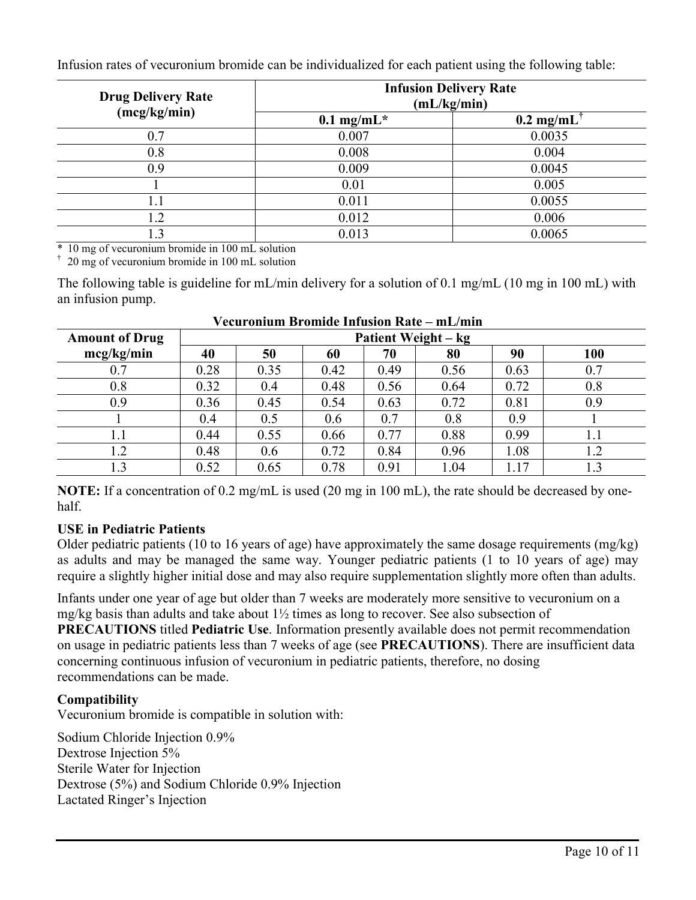Infusion rates of vecuronium bromide can be individualized for each patient using the following table:

| Drug Delivery Rate (mcg/kg/min) | Infusion Delivery Rate (mL/kg/min) | |
|---|---|---|
| | 0.1 mg/mL* | 0.2 mg/mL† |
| 0.7 | 0.007 | 0.0035 |
| 0.8 | 0.008 | 0.004 |
| 0.9 | 0.009 | 0.0045 |
| 1 | 0.01 | 0.005 |
| 1.1 | 0.011 | 0.0055 |
| 1.2 | 0.012 | 0.006 |
| 1.3 | 0.013 | 0.0065 |

\* 10 mg of vecuronium bromide in 100 mL solution
† 20 mg of vecuronium bromide in 100 mL solution

The following table is guideline for mL/min delivery for a solution of 0.1 mg/mL (10 mg in 100 mL) with an infusion pump.

**Vecuronium Bromide Infusion Rate – mL/min**

| Amount of Drug mcg/kg/min | Patient Weight – kg | | | | | | |
|---|---|---|---|---|---|---|---|
| | 40 | 50 | 60 | 70 | 80 | 90 | 100 |
| 0.7 | 0.28 | 0.35 | 0.42 | 0.49 | 0.56 | 0.63 | 0.7 |
| 0.8 | 0.32 | 0.4 | 0.48 | 0.56 | 0.64 | 0.72 | 0.8 |
| 0.9 | 0.36 | 0.45 | 0.54 | 0.63 | 0.72 | 0.81 | 0.9 |
| 1 | 0.4 | 0.5 | 0.6 | 0.7 | 0.8 | 0.9 | 1 |
| 1.1 | 0.44 | 0.55 | 0.66 | 0.77 | 0.88 | 0.99 | 1.1 |
| 1.2 | 0.48 | 0.6 | 0.72 | 0.84 | 0.96 | 1.08 | 1.2 |
| 1.3 | 0.52 | 0.65 | 0.78 | 0.91 | 1.04 | 1.17 | 1.3 |

**NOTE:** If a concentration of 0.2 mg/mL is used (20 mg in 100 mL), the rate should be decreased by one-half.

**USE in Pediatric Patients**

Older pediatric patients (10 to 16 years of age) have approximately the same dosage requirements (mg/kg) as adults and may be managed the same way. Younger pediatric patients (1 to 10 years of age) may require a slightly higher initial dose and may also require supplementation slightly more often than adults.

Infants under one year of age but older than 7 weeks are moderately more sensitive to vecuronium on a mg/kg basis than adults and take about 1½ times as long to recover. See also subsection of **PRECAUTIONS** titled **Pediatric Use**. Information presently available does not permit recommendation on usage in pediatric patients less than 7 weeks of age (see **PRECAUTIONS**). There are insufficient data concerning continuous infusion of vecuronium in pediatric patients, therefore, no dosing recommendations can be made.

**Compatibility**

Vecuronium bromide is compatible in solution with:

Sodium Chloride Injection 0.9%
Dextrose Injection 5%
Sterile Water for Injection
Dextrose (5%) and Sodium Chloride 0.9% Injection
Lactated Ringer's Injection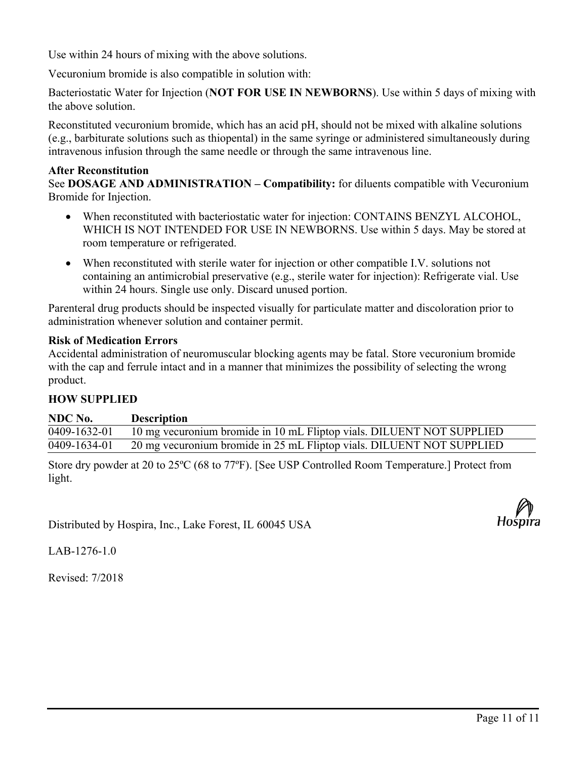Use within 24 hours of mixing with the above solutions.

Vecuronium bromide is also compatible in solution with:

Bacteriostatic Water for Injection (**NOT FOR USE IN NEWBORNS**). Use within 5 days of mixing with the above solution.

Reconstituted vecuronium bromide, which has an acid pH, should not be mixed with alkaline solutions (e.g., barbiturate solutions such as thiopental) in the same syringe or administered simultaneously during intravenous infusion through the same needle or through the same intravenous line.

**After Reconstitution**
See **DOSAGE AND ADMINISTRATION – Compatibility:** for diluents compatible with Vecuronium Bromide for Injection.

- When reconstituted with bacteriostatic water for injection: CONTAINS BENZYL ALCOHOL, WHICH IS NOT INTENDED FOR USE IN NEWBORNS. Use within 5 days. May be stored at room temperature or refrigerated.
- When reconstituted with sterile water for injection or other compatible I.V. solutions not containing an antimicrobial preservative (e.g., sterile water for injection): Refrigerate vial. Use within 24 hours. Single use only. Discard unused portion.

Parenteral drug products should be inspected visually for particulate matter and discoloration prior to administration whenever solution and container permit.

**Risk of Medication Errors**
Accidental administration of neuromuscular blocking agents may be fatal. Store vecuronium bromide with the cap and ferrule intact and in a manner that minimizes the possibility of selecting the wrong product.

## HOW SUPPLIED

| NDC No. | Description |
|---|---|
| 0409-1632-01 | 10 mg vecuronium bromide in 10 mL Fliptop vials. DILUENT NOT SUPPLIED |
| 0409-1634-01 | 20 mg vecuronium bromide in 25 mL Fliptop vials. DILUENT NOT SUPPLIED |

Store dry powder at 20 to 25ºC (68 to 77ºF). [See USP Controlled Room Temperature.] Protect from light.

Distributed by Hospira, Inc., Lake Forest, IL 60045 USA

Hospira

LAB-1276-1.0

Revised: 7/2018